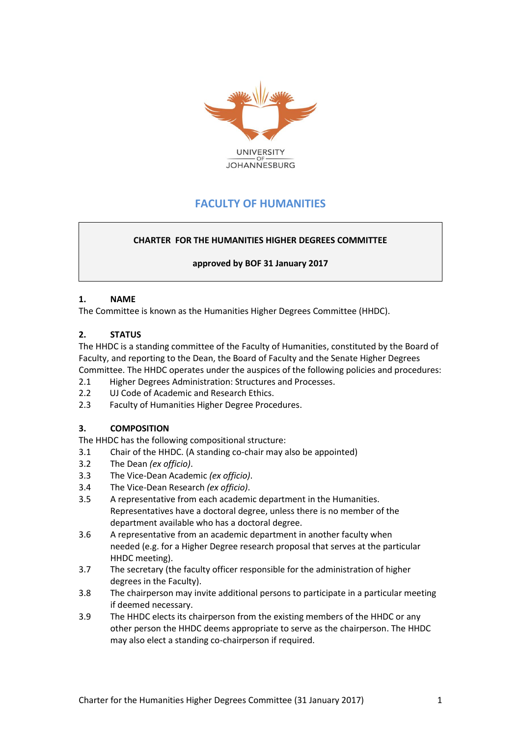UNIVERSITY OF JOHANNESBURG

# FACULTY OF HUMANITIES

**CHARTER FOR THE HUMANITIES HIGHER DEGREES COMMITTEE**

**approved by BOF 31 January 2017**

## 1. NAME

The Committee is known as the Humanities Higher Degrees Committee (HHDC).

## 2. STATUS

The HHDC is a standing committee of the Faculty of Humanities, constituted by the Board of Faculty, and reporting to the Dean, the Board of Faculty and the Senate Higher Degrees Committee. The HHDC operates under the auspices of the following policies and procedures:

2.1 Higher Degrees Administration: Structures and Processes.

2.2 UJ Code of Academic and Research Ethics.

2.3 Faculty of Humanities Higher Degree Procedures.

## 3. COMPOSITION

The HHDC has the following compositional structure:

3.1 Chair of the HHDC. (A standing co-chair may also be appointed)

3.2 The Dean *(ex officio)*.

3.3 The Vice-Dean Academic *(ex officio)*.

3.4 The Vice-Dean Research *(ex officio)*.

3.5 A representative from each academic department in the Humanities. Representatives have a doctoral degree, unless there is no member of the department available who has a doctoral degree.

3.6 A representative from an academic department in another faculty when needed (e.g. for a Higher Degree research proposal that serves at the particular HHDC meeting).

3.7 The secretary (the faculty officer responsible for the administration of higher degrees in the Faculty).

3.8 The chairperson may invite additional persons to participate in a particular meeting if deemed necessary.

3.9 The HHDC elects its chairperson from the existing members of the HHDC or any other person the HHDC deems appropriate to serve as the chairperson. The HHDC may also elect a standing co-chairperson if required.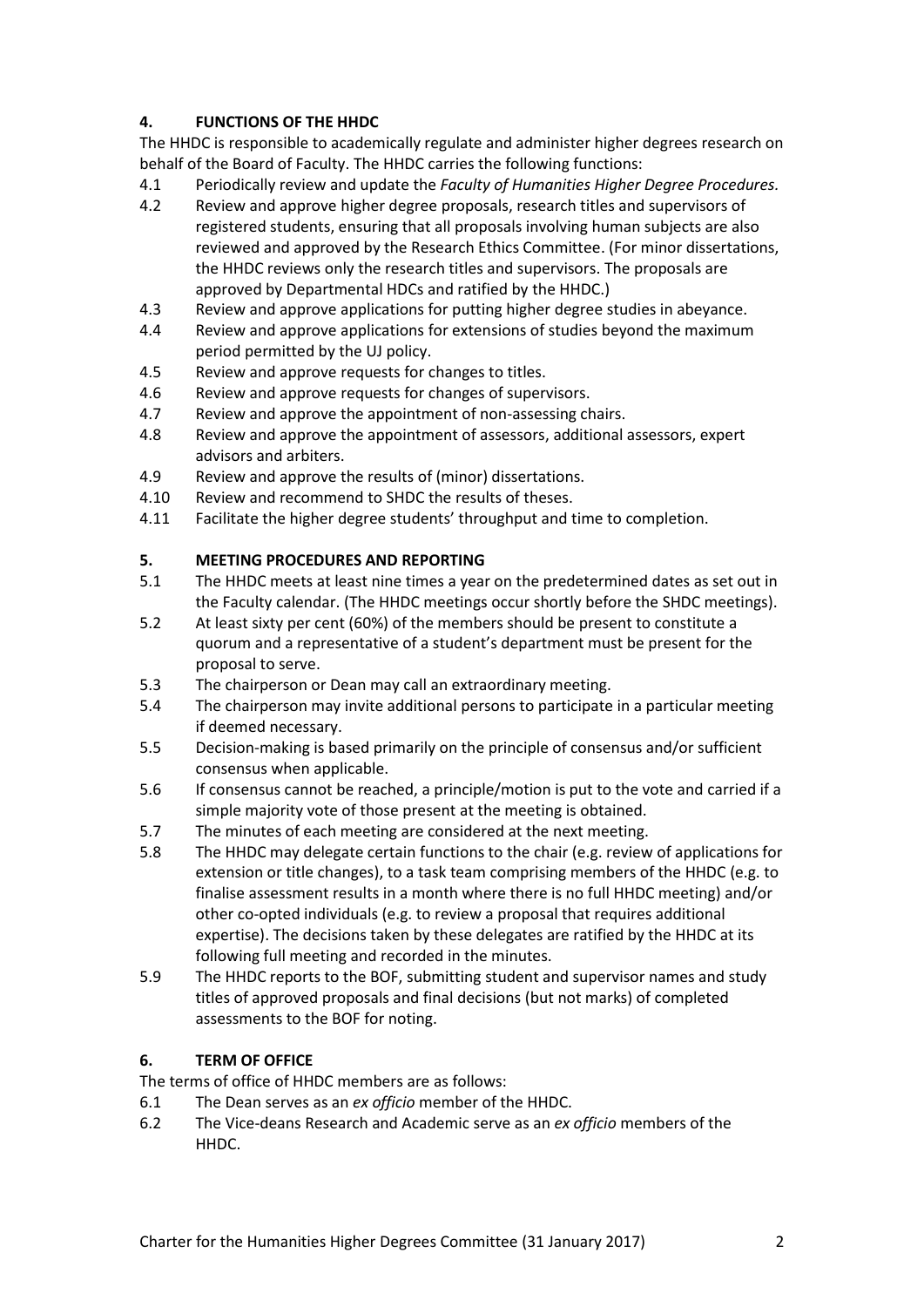## 4. FUNCTIONS OF THE HHDC

The HHDC is responsible to academically regulate and administer higher degrees research on behalf of the Board of Faculty. The HHDC carries the following functions:

4.1 Periodically review and update the *Faculty of Humanities Higher Degree Procedures.*

4.2 Review and approve higher degree proposals, research titles and supervisors of registered students, ensuring that all proposals involving human subjects are also reviewed and approved by the Research Ethics Committee. (For minor dissertations, the HHDC reviews only the research titles and supervisors. The proposals are approved by Departmental HDCs and ratified by the HHDC.)

4.3 Review and approve applications for putting higher degree studies in abeyance.

4.4 Review and approve applications for extensions of studies beyond the maximum period permitted by the UJ policy.

4.5 Review and approve requests for changes to titles.

4.6 Review and approve requests for changes of supervisors.

4.7 Review and approve the appointment of non-assessing chairs.

4.8 Review and approve the appointment of assessors, additional assessors, expert advisors and arbiters.

4.9 Review and approve the results of (minor) dissertations.

4.10 Review and recommend to SHDC the results of theses.

4.11 Facilitate the higher degree students' throughput and time to completion.

## 5. MEETING PROCEDURES AND REPORTING

5.1 The HHDC meets at least nine times a year on the predetermined dates as set out in the Faculty calendar. (The HHDC meetings occur shortly before the SHDC meetings).

5.2 At least sixty per cent (60%) of the members should be present to constitute a quorum and a representative of a student's department must be present for the proposal to serve.

5.3 The chairperson or Dean may call an extraordinary meeting.

5.4 The chairperson may invite additional persons to participate in a particular meeting if deemed necessary.

5.5 Decision-making is based primarily on the principle of consensus and/or sufficient consensus when applicable.

5.6 If consensus cannot be reached, a principle/motion is put to the vote and carried if a simple majority vote of those present at the meeting is obtained.

5.7 The minutes of each meeting are considered at the next meeting.

5.8 The HHDC may delegate certain functions to the chair (e.g. review of applications for extension or title changes), to a task team comprising members of the HHDC (e.g. to finalise assessment results in a month where there is no full HHDC meeting) and/or other co-opted individuals (e.g. to review a proposal that requires additional expertise). The decisions taken by these delegates are ratified by the HHDC at its following full meeting and recorded in the minutes.

5.9 The HHDC reports to the BOF, submitting student and supervisor names and study titles of approved proposals and final decisions (but not marks) of completed assessments to the BOF for noting.

## 6. TERM OF OFFICE

The terms of office of HHDC members are as follows:

6.1 The Dean serves as an *ex officio* member of the HHDC.

6.2 The Vice-deans Research and Academic serve as an *ex officio* members of the HHDC.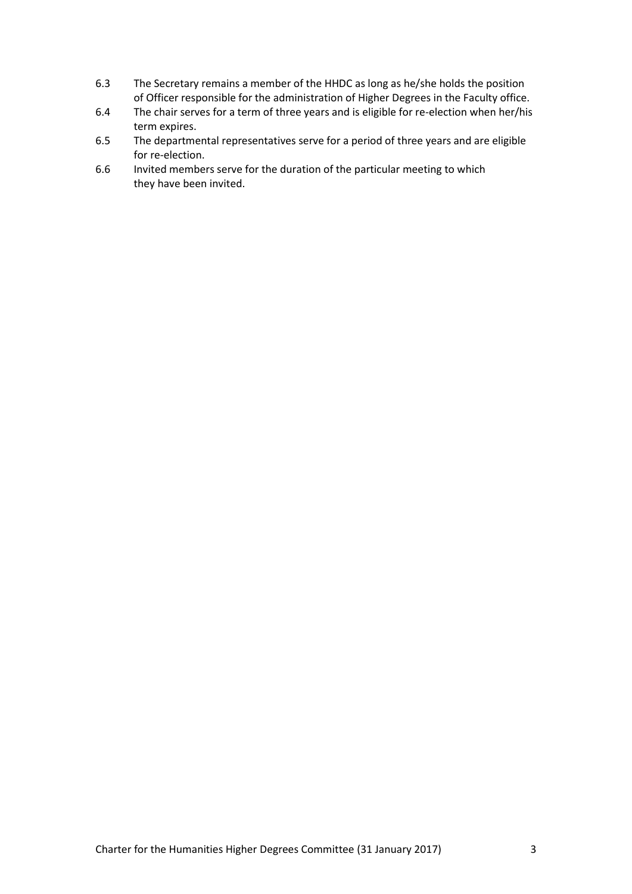6.3 The Secretary remains a member of the HHDC as long as he/she holds the position of Officer responsible for the administration of Higher Degrees in the Faculty office.

6.4 The chair serves for a term of three years and is eligible for re-election when her/his term expires.

6.5 The departmental representatives serve for a period of three years and are eligible for re-election.

6.6 Invited members serve for the duration of the particular meeting to which they have been invited.